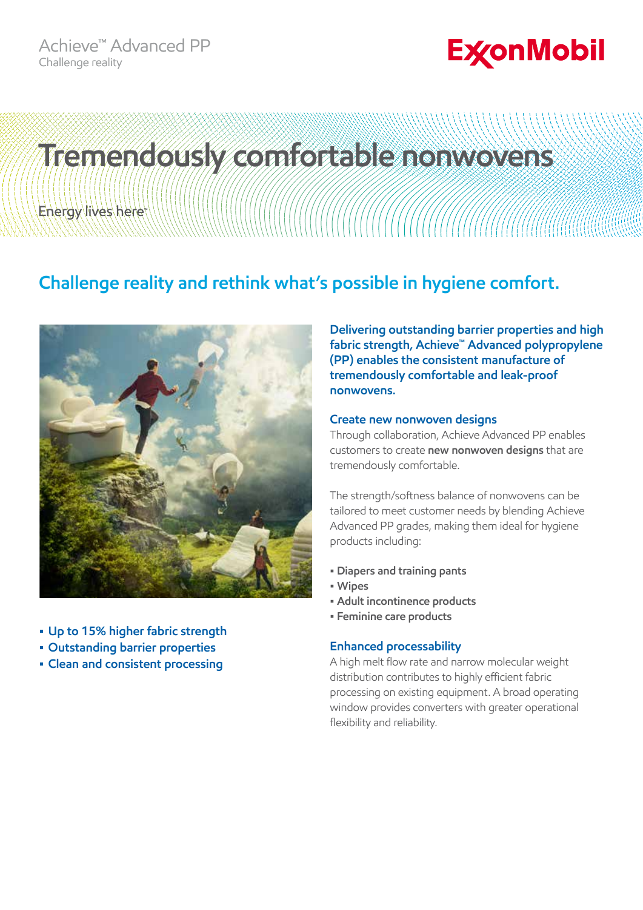Achieve™ Advanced PP
Challenge reality

ExxonMobil

# Tremendously comfortable nonwovens

Energy lives here™

## Challenge reality and rethink what's possible in hygiene comfort.

- Up to 15% higher fabric strength
- Outstanding barrier properties
- Clean and consistent processing

**Delivering outstanding barrier properties and high fabric strength, Achieve™ Advanced polypropylene (PP) enables the consistent manufacture of tremendously comfortable and leak-proof nonwovens.**

### Create new nonwoven designs

Through collaboration, Achieve Advanced PP enables customers to create **new nonwoven designs** that are tremendously comfortable.

The strength/softness balance of nonwovens can be tailored to meet customer needs by blending Achieve Advanced PP grades, making them ideal for hygiene products including:

- Diapers and training pants
- Wipes
- Adult incontinence products
- Feminine care products

### Enhanced processability

A high melt flow rate and narrow molecular weight distribution contributes to highly efficient fabric processing on existing equipment. A broad operating window provides converters with greater operational flexibility and reliability.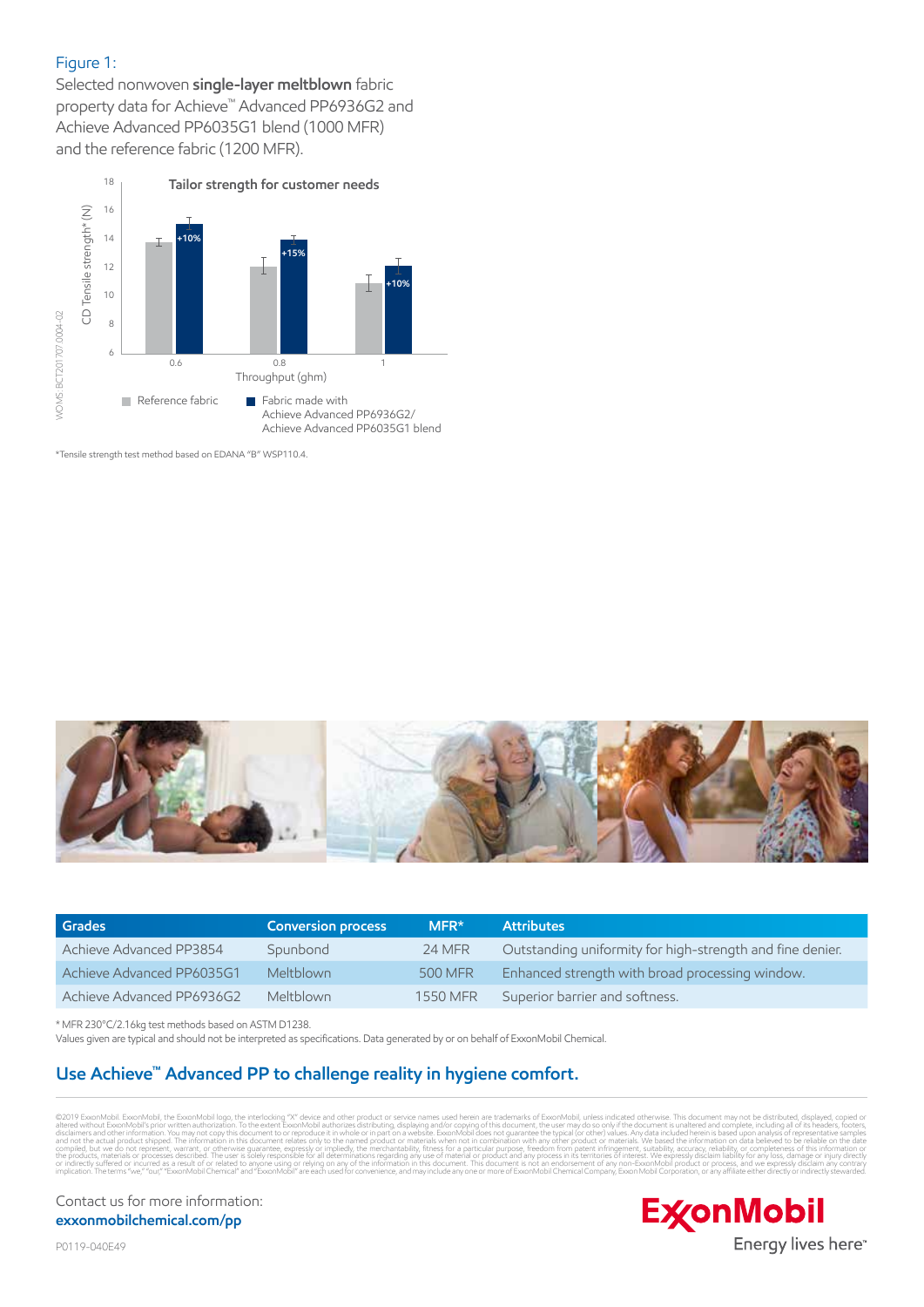Figure 1:

Selected nonwoven **single-layer meltblown** fabric property data for Achieve™ Advanced PP6936G2 and Achieve Advanced PP6035G1 blend (1000 MFR) and the reference fabric (1200 MFR).

Tailor strength for customer needs

CD Tensile strength* (N)

18
16
14
12
10
8
6

+10%
+15%
+10%

0.6
0.8
1

Throughput (ghm)

Reference fabric

Fabric made with Achieve Advanced PP6936G2/ Achieve Advanced PP6035G1 blend

WOMS: BCT201707.0004-02

*Tensile strength test method based on EDANA "B" WSP110.4.

| Grades | Conversion process | MFR* | Attributes |
|---|---|---|---|
| Achieve Advanced PP3854 | Spunbond | 24 MFR | Outstanding uniformity for high-strength and fine denier. |
| Achieve Advanced PP6035G1 | Meltblown | 500 MFR | Enhanced strength with broad processing window. |
| Achieve Advanced PP6936G2 | Meltblown | 1550 MFR | Superior barrier and softness. |

* MFR 230°C/2.16kg test methods based on ASTM D1238.
Values given are typical and should not be interpreted as specifications. Data generated by or on behalf of ExxonMobil Chemical.

## Use Achieve™ Advanced PP to challenge reality in hygiene comfort.

©2019 ExxonMobil. ExxonMobil, the ExxonMobil logo, the interlocking "X" device and other product or service names used herein are trademarks of ExxonMobil, unless indicated otherwise. This document may not be distributed, displayed, copied or altered without ExxonMobil's prior written authorization. To the extent ExxonMobil authorizes distributing, displaying and/or copying of this document, the user may do so only if the document is unaltered and complete, including all of its headers, footers, disclaimers and other information. You may not copy this document to or reproduce it in whole or in part on a website. ExxonMobil does not guarantee the typical (or other) values. Any data included herein is based upon analysis of representative samples and not the actual product shipped. The information in this document relates only to the named product or materials when not in combination with any other product or materials. We based the information on data believed to be reliable on the date compiled, but we do not represent, warrant, or otherwise guarantee, expressly or impliedly, the merchantability, fitness for a particular purpose, freedom from patent infringement, suitability, accuracy, reliability, or completeness of this information or the products, materials or processes described. The user is solely responsible for all determinations regarding any use of material or product and any process in its territories of interest. We expressly disclaim liability for any loss, damage or injury directly or indirectly suffered or incurred as a result of or related to anyone using or relying on any of the information in this document. This document is not an endorsement of any non-ExxonMobil product or process, and we expressly disclaim any contrary implication. The terms "we," "our," "ExxonMobil Chemical" and "ExxonMobil" are each used for convenience, and may include any one or more of ExxonMobil Chemical Company, Exxon Mobil Corporation, or any affiliate either directly or indirectly stewarded.

Contact us for more information:
**exxonmobilchemical.com/pp**

ExxonMobil
Energy lives here™

P0119-040E49